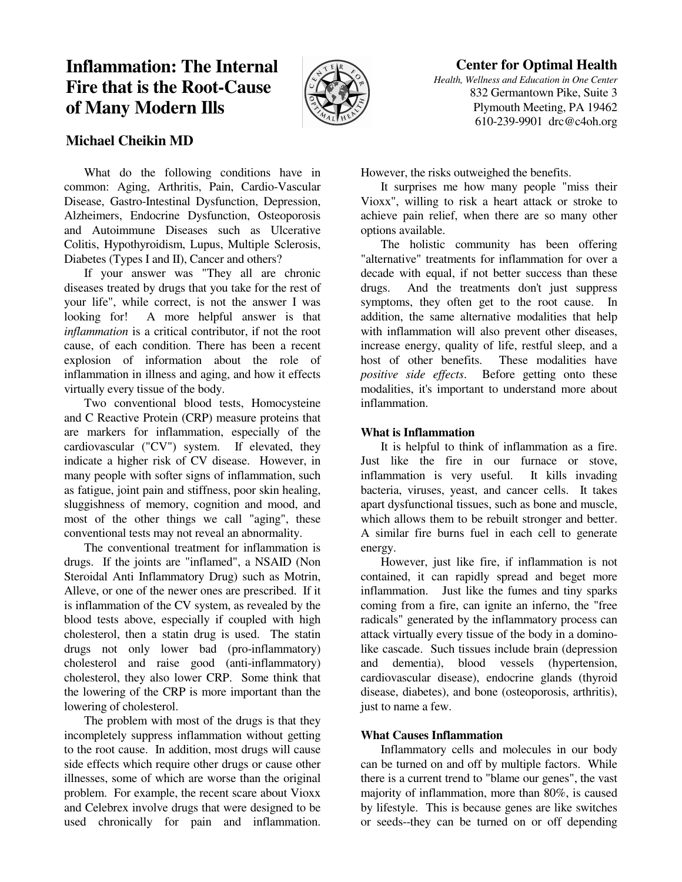# Inflammation: The Internal Fire that is the Root-Cause of Many Modern Ills

**Center for Optimal Health**
*Health, Wellness and Education in One Center*
832 Germantown Pike, Suite 3
Plymouth Meeting, PA 19462
610-239-9901 drc@c4oh.org

## Michael Cheikin MD

What do the following conditions have in common: Aging, Arthritis, Pain, Cardio-Vascular Disease, Gastro-Intestinal Dysfunction, Depression, Alzheimers, Endocrine Dysfunction, Osteoporosis and Autoimmune Diseases such as Ulcerative Colitis, Hypothyroidism, Lupus, Multiple Sclerosis, Diabetes (Types I and II), Cancer and others?

If your answer was "They all are chronic diseases treated by drugs that you take for the rest of your life", while correct, is not the answer I was looking for! A more helpful answer is that *inflammation* is a critical contributor, if not the root cause, of each condition. There has been a recent explosion of information about the role of inflammation in illness and aging, and how it effects virtually every tissue of the body.

Two conventional blood tests, Homocysteine and C Reactive Protein (CRP) measure proteins that are markers for inflammation, especially of the cardiovascular ("CV") system. If elevated, they indicate a higher risk of CV disease. However, in many people with softer signs of inflammation, such as fatigue, joint pain and stiffness, poor skin healing, sluggishness of memory, cognition and mood, and most of the other things we call "aging", these conventional tests may not reveal an abnormality.

The conventional treatment for inflammation is drugs. If the joints are "inflamed", a NSAID (Non Steroidal Anti Inflammatory Drug) such as Motrin, Alleve, or one of the newer ones are prescribed. If it is inflammation of the CV system, as revealed by the blood tests above, especially if coupled with high cholesterol, then a statin drug is used. The statin drugs not only lower bad (pro-inflammatory) cholesterol and raise good (anti-inflammatory) cholesterol, they also lower CRP. Some think that the lowering of the CRP is more important than the lowering of cholesterol.

The problem with most of the drugs is that they incompletely suppress inflammation without getting to the root cause. In addition, most drugs will cause side effects which require other drugs or cause other illnesses, some of which are worse than the original problem. For example, the recent scare about Vioxx and Celebrex involve drugs that were designed to be used chronically for pain and inflammation. However, the risks outweighed the benefits.

It surprises me how many people "miss their Vioxx", willing to risk a heart attack or stroke to achieve pain relief, when there are so many other options available.

The holistic community has been offering "alternative" treatments for inflammation for over a decade with equal, if not better success than these drugs. And the treatments don't just suppress symptoms, they often get to the root cause. In addition, the same alternative modalities that help with inflammation will also prevent other diseases, increase energy, quality of life, restful sleep, and a host of other benefits. These modalities have *positive side effects*. Before getting onto these modalities, it's important to understand more about inflammation.

### What is Inflammation

It is helpful to think of inflammation as a fire. Just like the fire in our furnace or stove, inflammation is very useful. It kills invading bacteria, viruses, yeast, and cancer cells. It takes apart dysfunctional tissues, such as bone and muscle, which allows them to be rebuilt stronger and better. A similar fire burns fuel in each cell to generate energy.

However, just like fire, if inflammation is not contained, it can rapidly spread and beget more inflammation. Just like the fumes and tiny sparks coming from a fire, can ignite an inferno, the "free radicals" generated by the inflammatory process can attack virtually every tissue of the body in a domino-like cascade. Such tissues include brain (depression and dementia), blood vessels (hypertension, cardiovascular disease), endocrine glands (thyroid disease, diabetes), and bone (osteoporosis, arthritis), just to name a few.

### What Causes Inflammation

Inflammatory cells and molecules in our body can be turned on and off by multiple factors. While there is a current trend to "blame our genes", the vast majority of inflammation, more than 80%, is caused by lifestyle. This is because genes are like switches or seeds--they can be turned on or off depending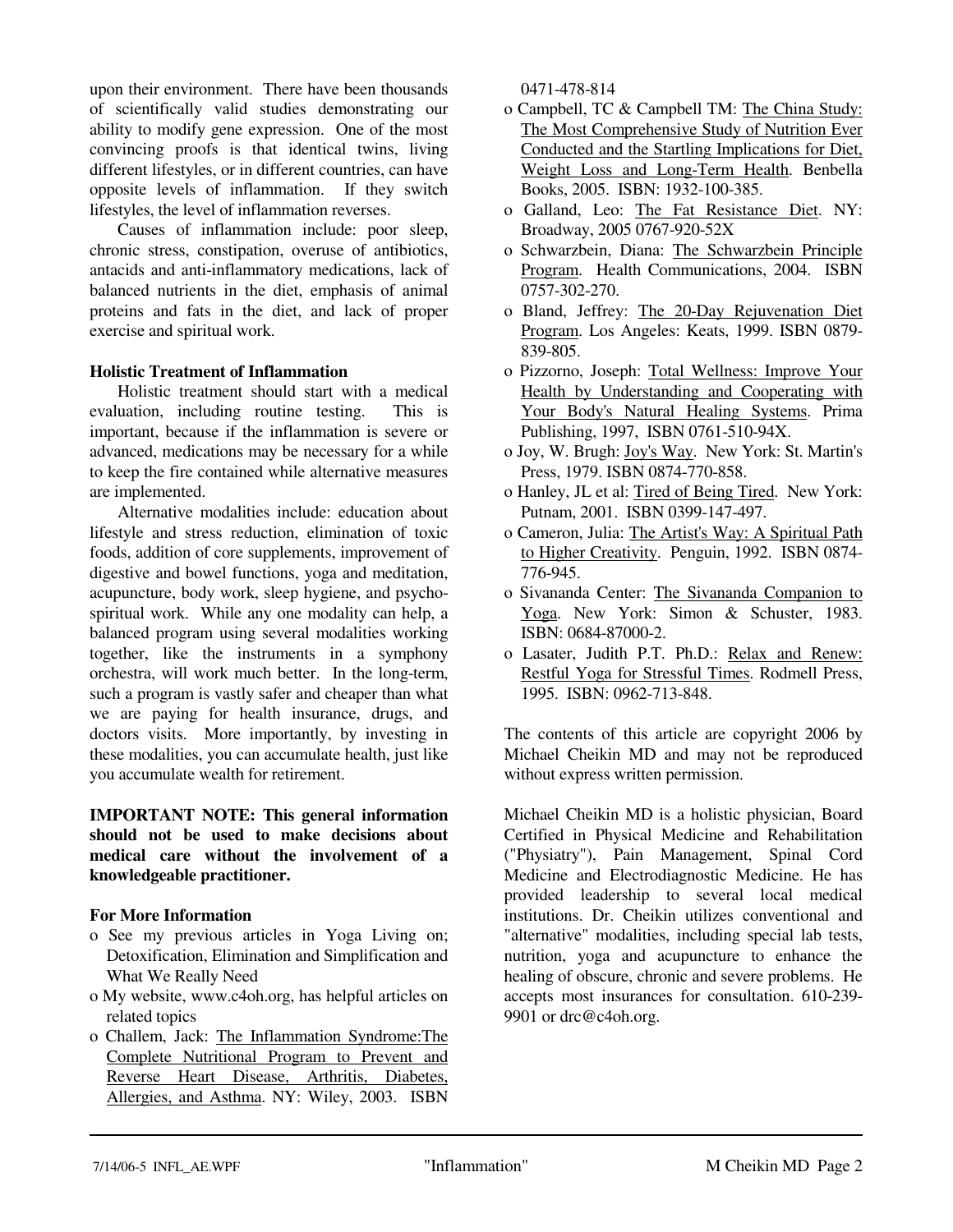upon their environment. There have been thousands of scientifically valid studies demonstrating our ability to modify gene expression. One of the most convincing proofs is that identical twins, living different lifestyles, or in different countries, can have opposite levels of inflammation. If they switch lifestyles, the level of inflammation reverses.

Causes of inflammation include: poor sleep, chronic stress, constipation, overuse of antibiotics, antacids and anti-inflammatory medications, lack of balanced nutrients in the diet, emphasis of animal proteins and fats in the diet, and lack of proper exercise and spiritual work.

**Holistic Treatment of Inflammation**

Holistic treatment should start with a medical evaluation, including routine testing. This is important, because if the inflammation is severe or advanced, medications may be necessary for a while to keep the fire contained while alternative measures are implemented.

Alternative modalities include: education about lifestyle and stress reduction, elimination of toxic foods, addition of core supplements, improvement of digestive and bowel functions, yoga and meditation, acupuncture, body work, sleep hygiene, and psycho-spiritual work. While any one modality can help, a balanced program using several modalities working together, like the instruments in a symphony orchestra, will work much better. In the long-term, such a program is vastly safer and cheaper than what we are paying for health insurance, drugs, and doctors visits. More importantly, by investing in these modalities, you can accumulate health, just like you accumulate wealth for retirement.

**IMPORTANT NOTE: This general information should not be used to make decisions about medical care without the involvement of a knowledgeable practitioner.**

**For More Information**

- See my previous articles in Yoga Living on; Detoxification, Elimination and Simplification and What We Really Need
- My website, www.c4oh.org, has helpful articles on related topics
- Challem, Jack: The Inflammation Syndrome:The Complete Nutritional Program to Prevent and Reverse Heart Disease, Arthritis, Diabetes, Allergies, and Asthma. NY: Wiley, 2003. ISBN 0471-478-814
- Campbell, TC & Campbell TM: The China Study: The Most Comprehensive Study of Nutrition Ever Conducted and the Startling Implications for Diet, Weight Loss and Long-Term Health. Benbella Books, 2005. ISBN: 1932-100-385.
- Galland, Leo: The Fat Resistance Diet. NY: Broadway, 2005 0767-920-52X
- Schwarzbein, Diana: The Schwarzbein Principle Program. Health Communications, 2004. ISBN 0757-302-270.
- Bland, Jeffrey: The 20-Day Rejuvenation Diet Program. Los Angeles: Keats, 1999. ISBN 0879-839-805.
- Pizzorno, Joseph: Total Wellness: Improve Your Health by Understanding and Cooperating with Your Body's Natural Healing Systems. Prima Publishing, 1997, ISBN 0761-510-94X.
- Joy, W. Brugh: Joy's Way. New York: St. Martin's Press, 1979. ISBN 0874-770-858.
- Hanley, JL et al: Tired of Being Tired. New York: Putnam, 2001. ISBN 0399-147-497.
- Cameron, Julia: The Artist's Way: A Spiritual Path to Higher Creativity. Penguin, 1992. ISBN 0874-776-945.
- Sivananda Center: The Sivananda Companion to Yoga. New York: Simon & Schuster, 1983. ISBN: 0684-87000-2.
- Lasater, Judith P.T. Ph.D.: Relax and Renew: Restful Yoga for Stressful Times. Rodmell Press, 1995. ISBN: 0962-713-848.

The contents of this article are copyright 2006 by Michael Cheikin MD and may not be reproduced without express written permission.

Michael Cheikin MD is a holistic physician, Board Certified in Physical Medicine and Rehabilitation ("Physiatry"), Pain Management, Spinal Cord Medicine and Electrodiagnostic Medicine. He has provided leadership to several local medical institutions. Dr. Cheikin utilizes conventional and "alternative" modalities, including special lab tests, nutrition, yoga and acupuncture to enhance the healing of obscure, chronic and severe problems. He accepts most insurances for consultation. 610-239-9901 or drc@c4oh.org.